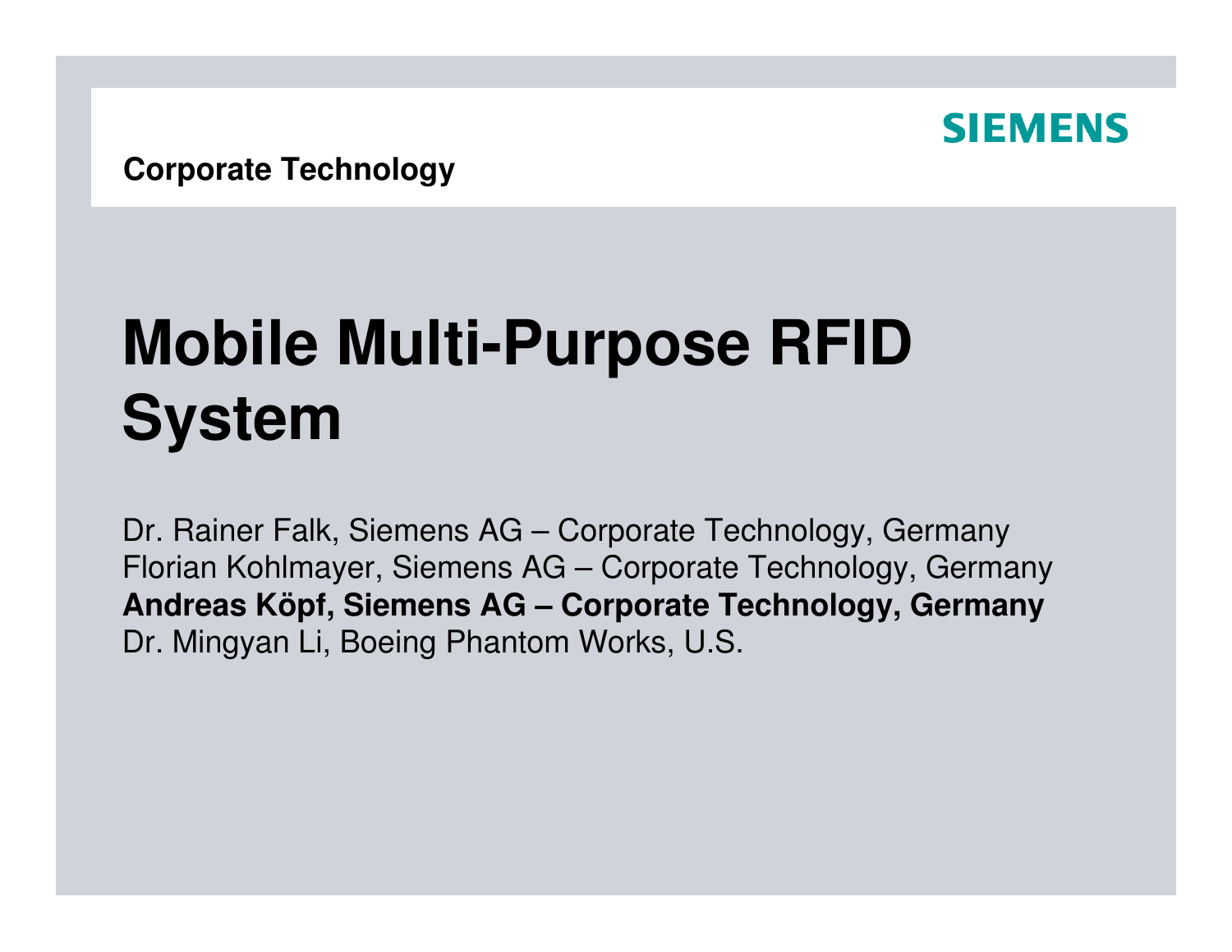**Corporate Technology**

SIEMENS

# Mobile Multi-Purpose RFID System

Dr. Rainer Falk, Siemens AG – Corporate Technology, Germany
Florian Kohlmayer, Siemens AG – Corporate Technology, Germany
**Andreas Köpf, Siemens AG – Corporate Technology, Germany**
Dr. Mingyan Li, Boeing Phantom Works, U.S.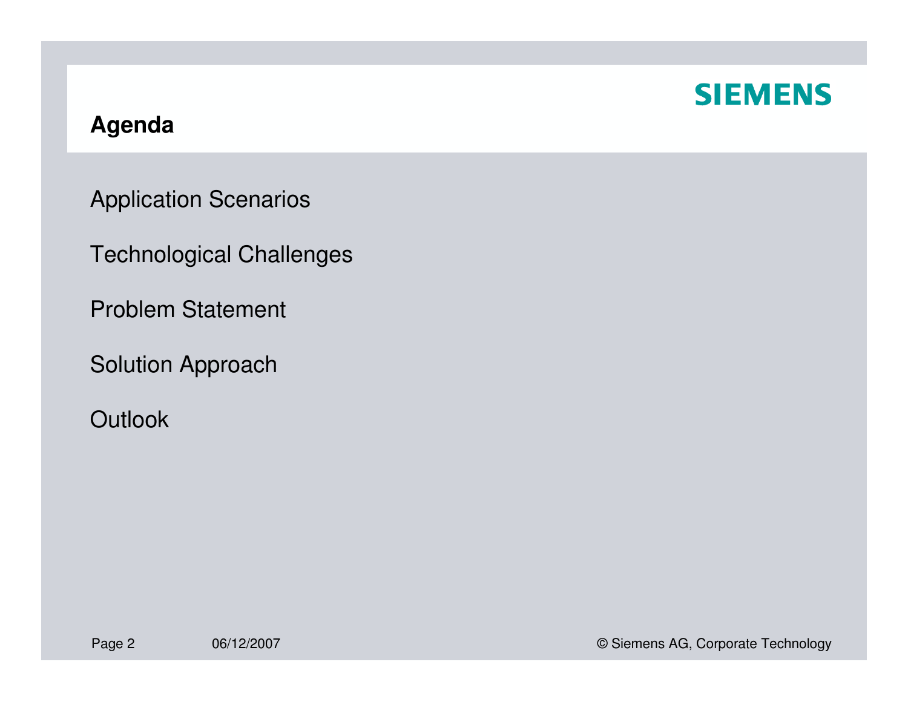# Agenda

Application Scenarios

Technological Challenges

Problem Statement

Solution Approach

Outlook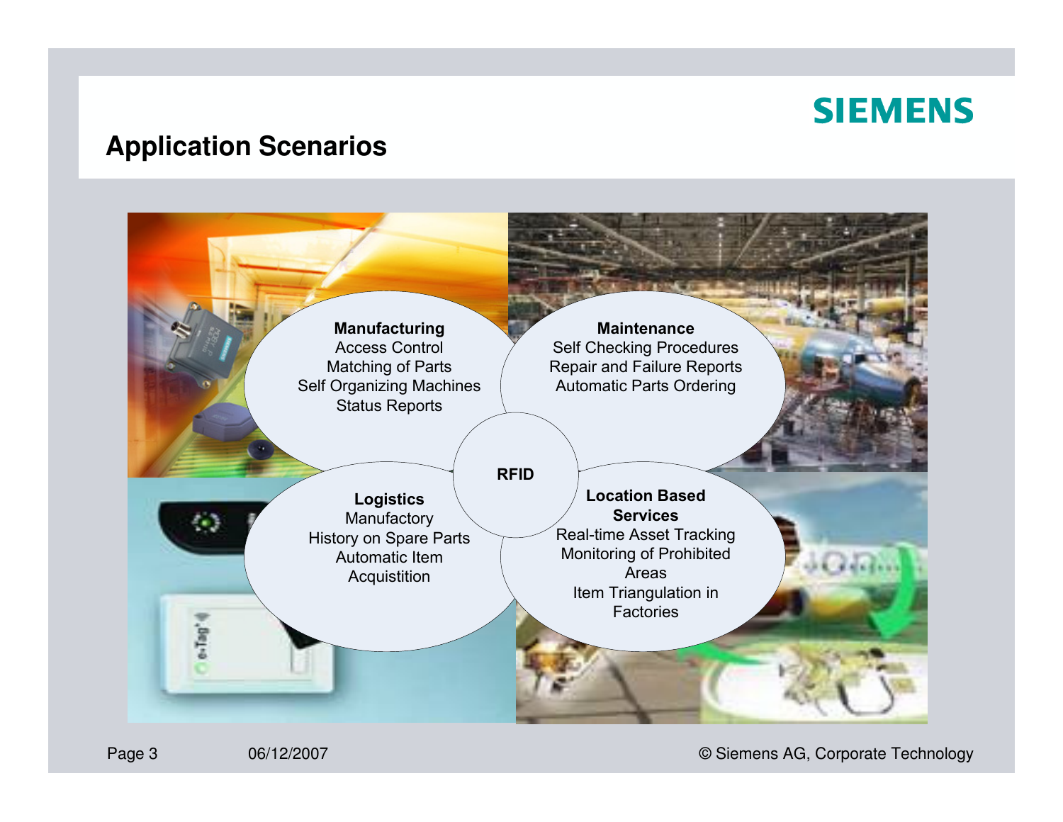## Application Scenarios

**RFID**

**Manufacturing**
- Access Control
- Matching of Parts
- Self Organizing Machines
- Status Reports

**Maintenance**
- Self Checking Procedures
- Repair and Failure Reports
- Automatic Parts Ordering

**Logistics**
- Manufactory
- History on Spare Parts
- Automatic Item Acquistition

**Location Based Services**
- Real-time Asset Tracking
- Monitoring of Prohibited Areas
- Item Triangulation in Factories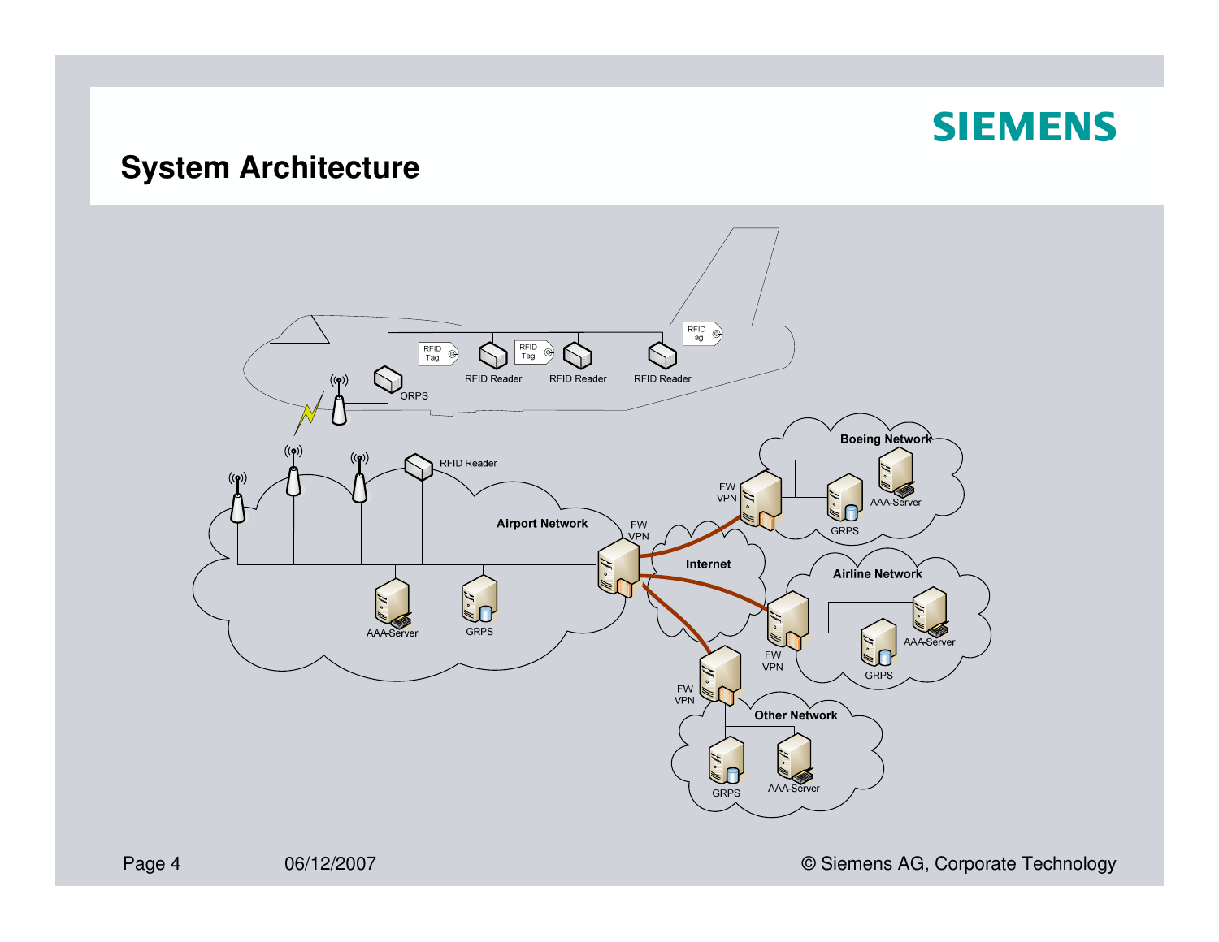# System Architecture

RFID Tag, RFID Tag, RFID Tag

RFID Reader, RFID Reader, RFID Reader

ORPS

RFID Reader

Airport Network

AAA-Server, GRPS

FW VPN

Internet

Boeing Network: FW VPN, GRPS, AAA-Server

Airline Network: FW VPN, GRPS, AAA-Server

Other Network: FW VPN, GRPS, AAA-Server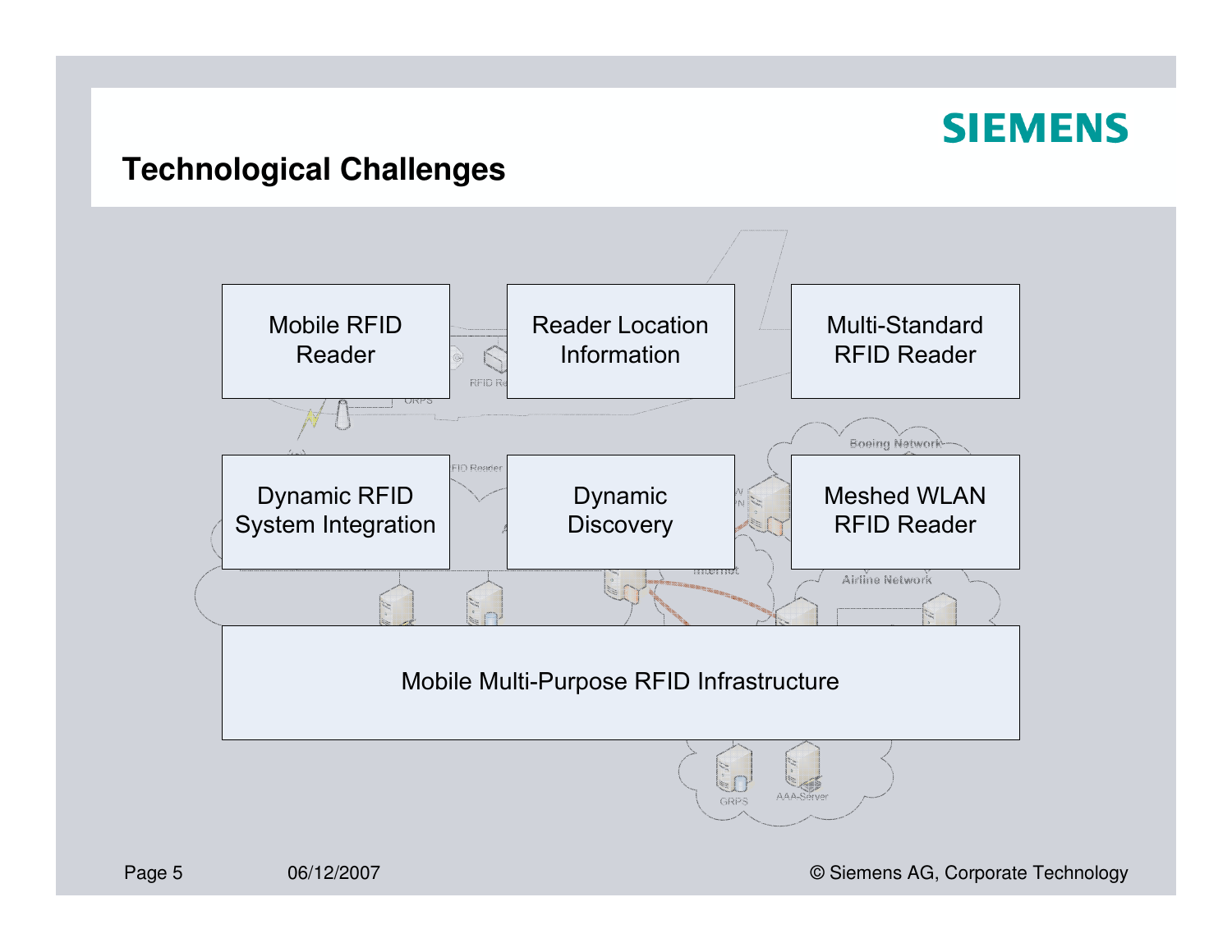## Technological Challenges

- Mobile RFID Reader
- Reader Location Information
- Multi-Standard RFID Reader
- Dynamic RFID System Integration
- Dynamic Discovery
- Meshed WLAN RFID Reader

**Mobile Multi-Purpose RFID Infrastructure**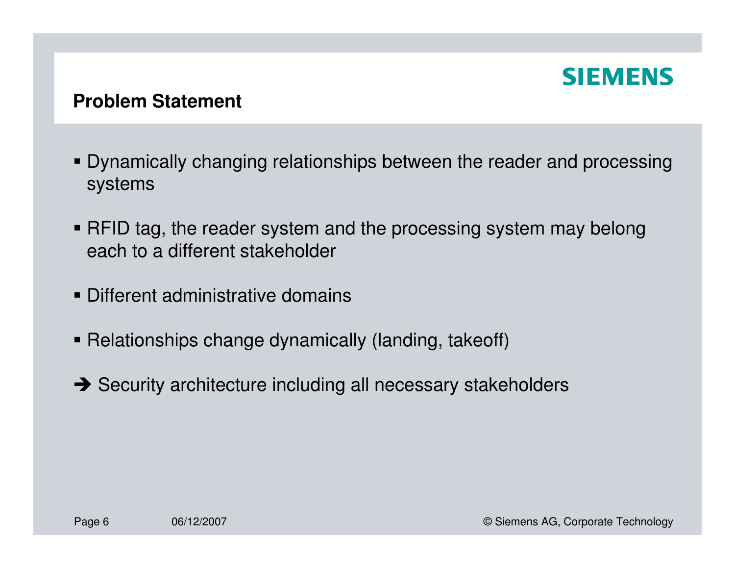## Problem Statement

- Dynamically changing relationships between the reader and processing systems
- RFID tag, the reader system and the processing system may belong each to a different stakeholder
- Different administrative domains
- Relationships change dynamically (landing, takeoff)

➔ Security architecture including all necessary stakeholders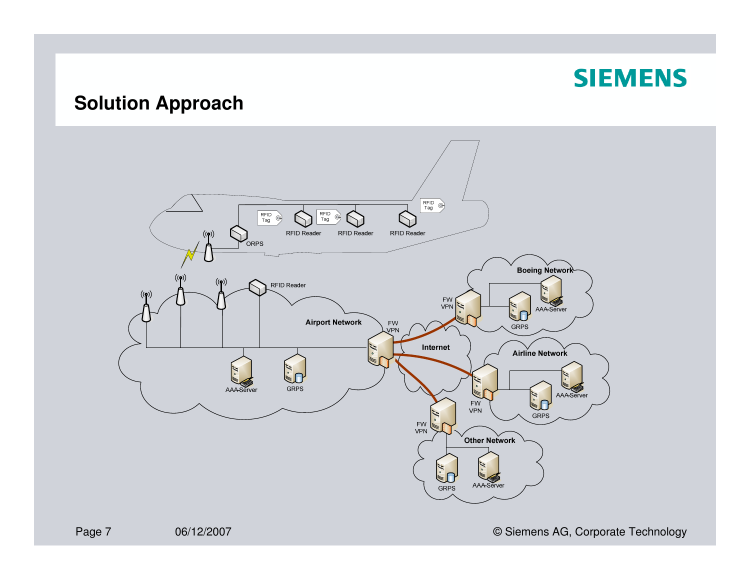## Solution Approach

RFID Tag

RFID Tag

RFID Tag

RFID Reader

RFID Reader

RFID Reader

ORPS

RFID Reader

Airport Network

AAA-Server

GRPS

FW VPN

Internet

Boeing Network

FW VPN

GRPS

AAA-Server

Airline Network

FW VPN

GRPS

AAA-Server

Other Network

FW VPN

GRPS

AAA-Server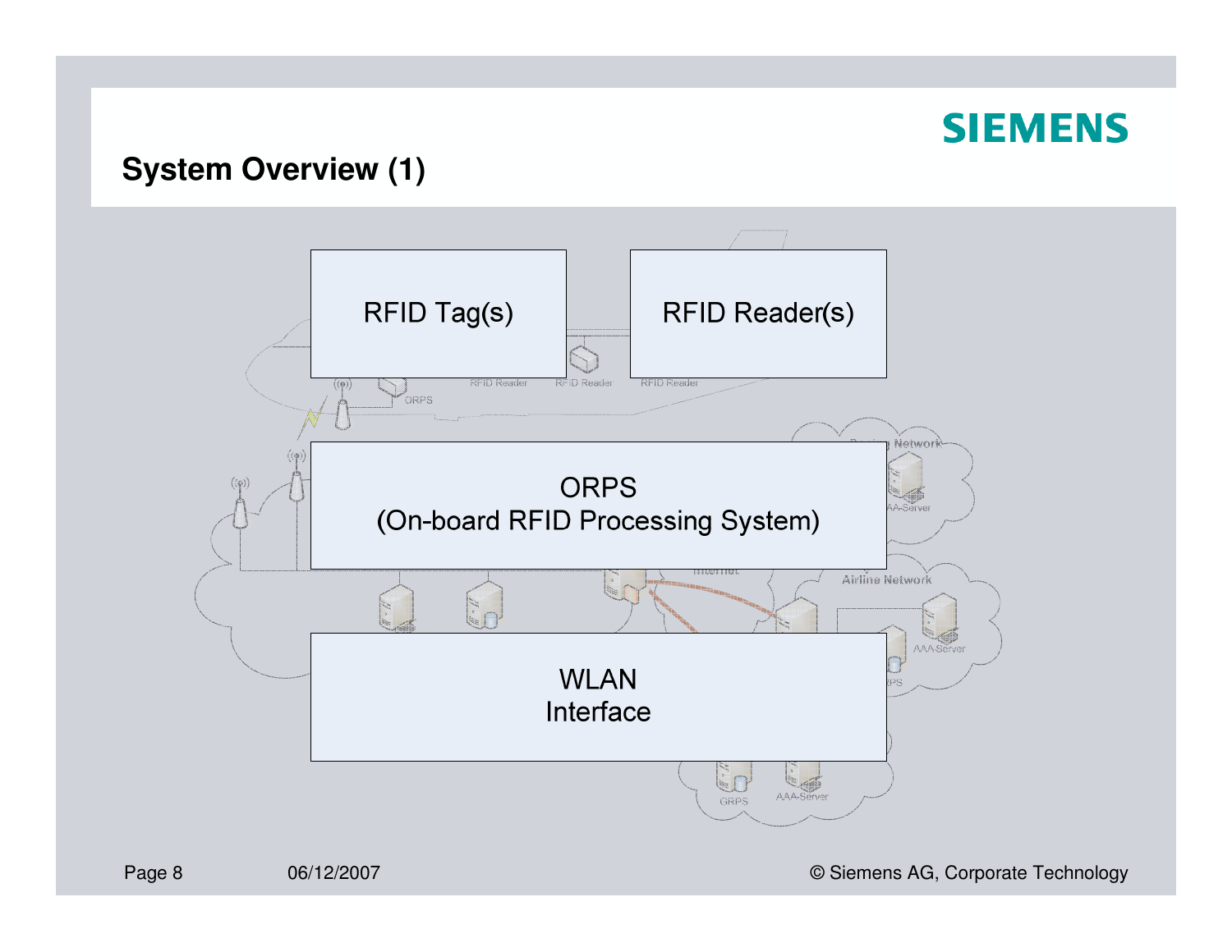## System Overview (1)

RFID Tag(s)

RFID Reader(s)

ORPS
(On-board RFID Processing System)

WLAN
Interface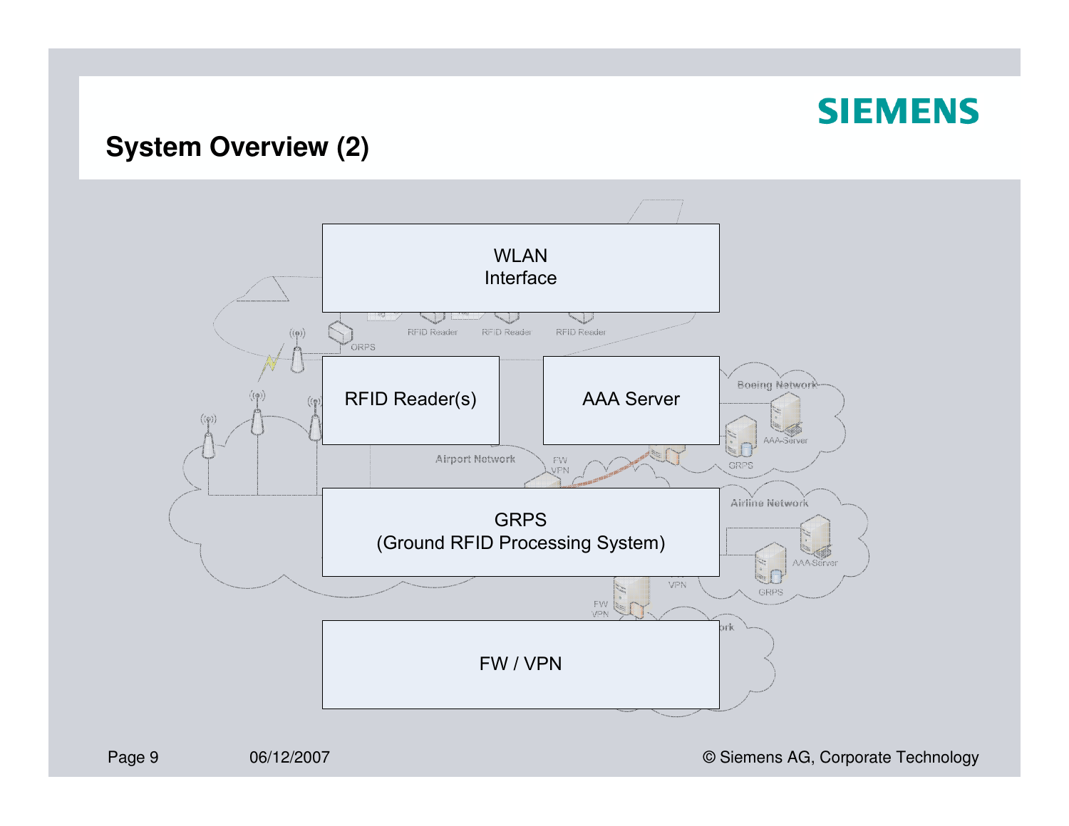## System Overview (2)

WLAN
Interface

RFID Reader(s)

AAA Server

GRPS
(Ground RFID Processing System)

FW / VPN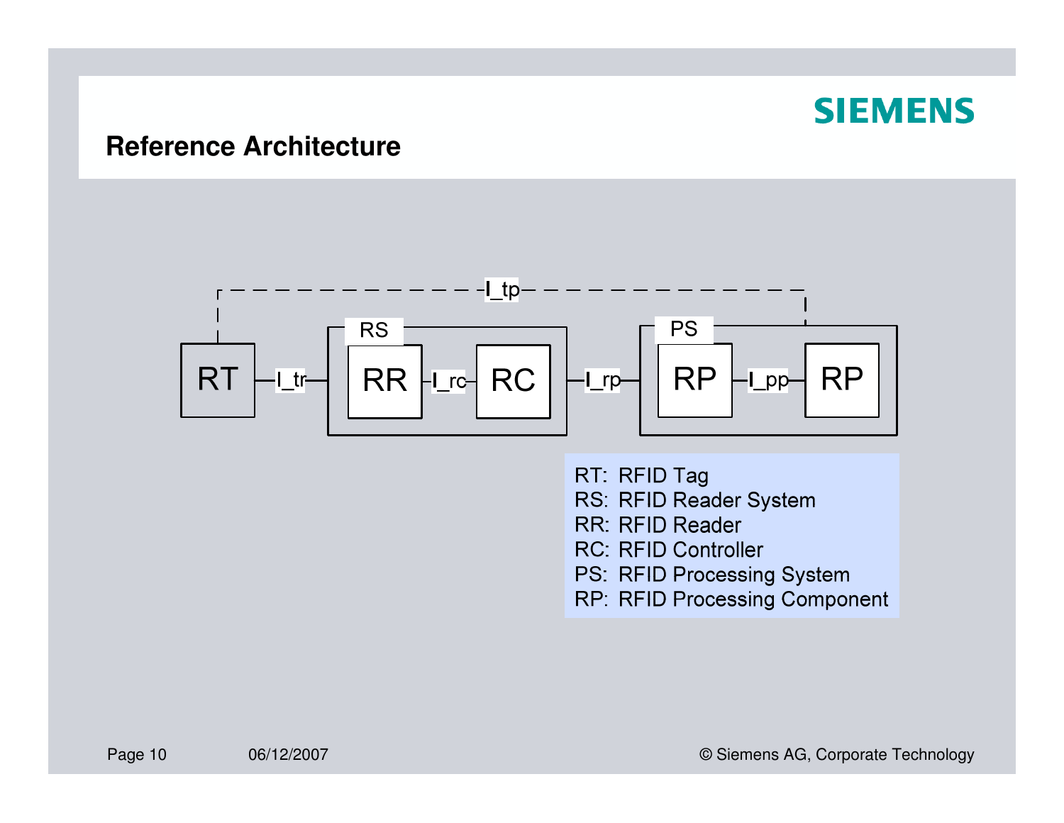# Reference Architecture

RT —I_tr— [RS: RR —I_rc— RC] —I_rp— [PS: RP —I_pp— RP]

RT - - - I_tp - - - RP

RT: RFID Tag
RS: RFID Reader System
RR: RFID Reader
RC: RFID Controller
PS: RFID Processing System
RP: RFID Processing Component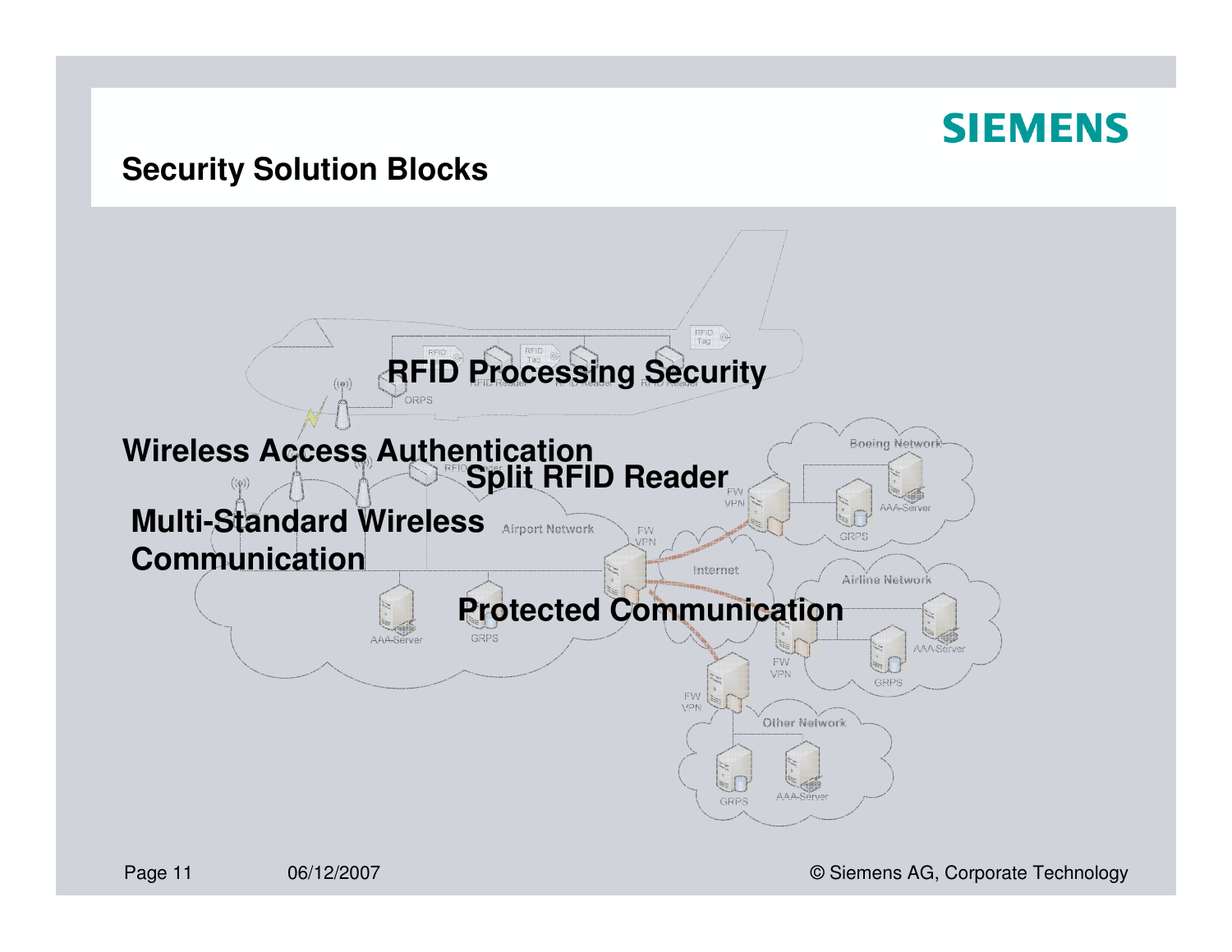## Security Solution Blocks

**RFID Processing Security**

**Wireless Access Authentication**

**Split RFID Reader**

**Multi-Standard Wireless Communication**

**Protected Communication**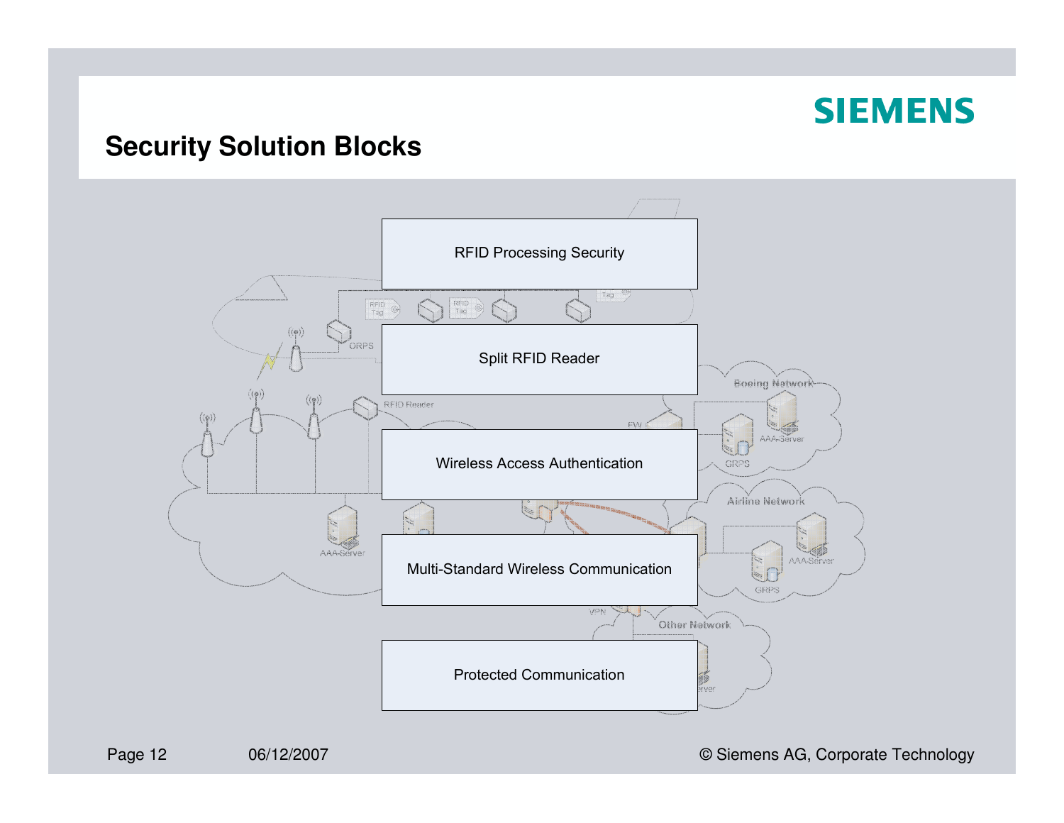## Security Solution Blocks

- RFID Processing Security
- Split RFID Reader
- Wireless Access Authentication
- Multi-Standard Wireless Communication
- Protected Communication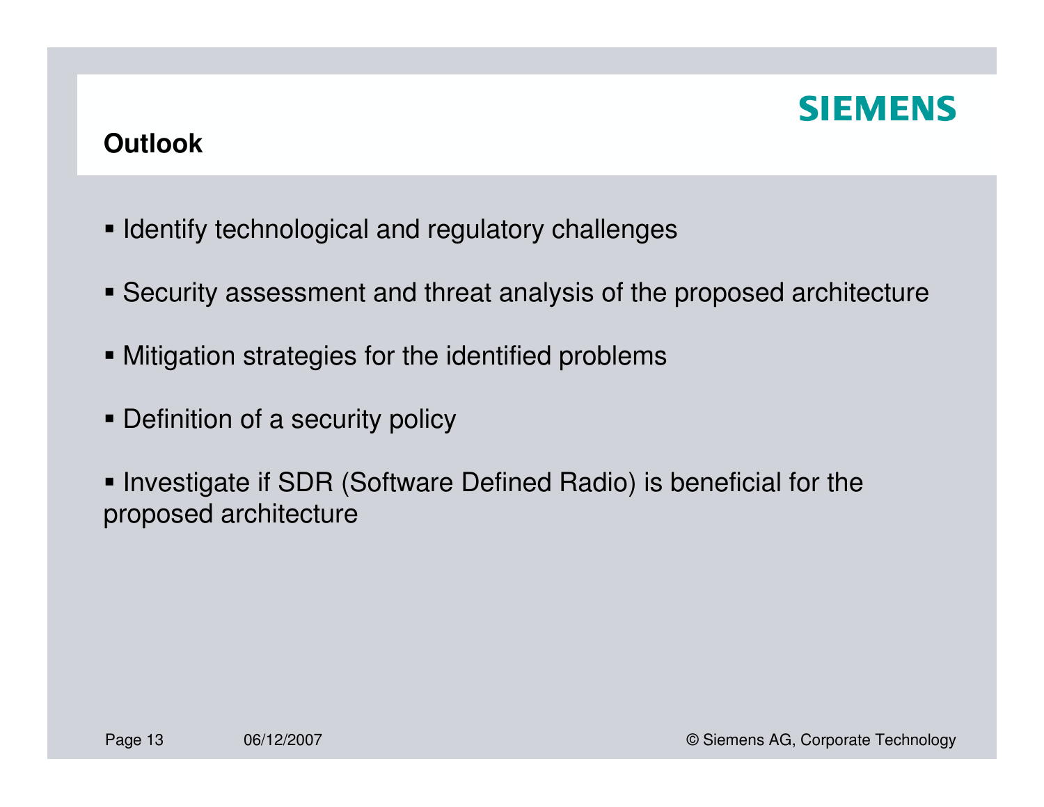# Outlook

- Identify technological and regulatory challenges
- Security assessment and threat analysis of the proposed architecture
- Mitigation strategies for the identified problems
- Definition of a security policy
- Investigate if SDR (Software Defined Radio) is beneficial for the proposed architecture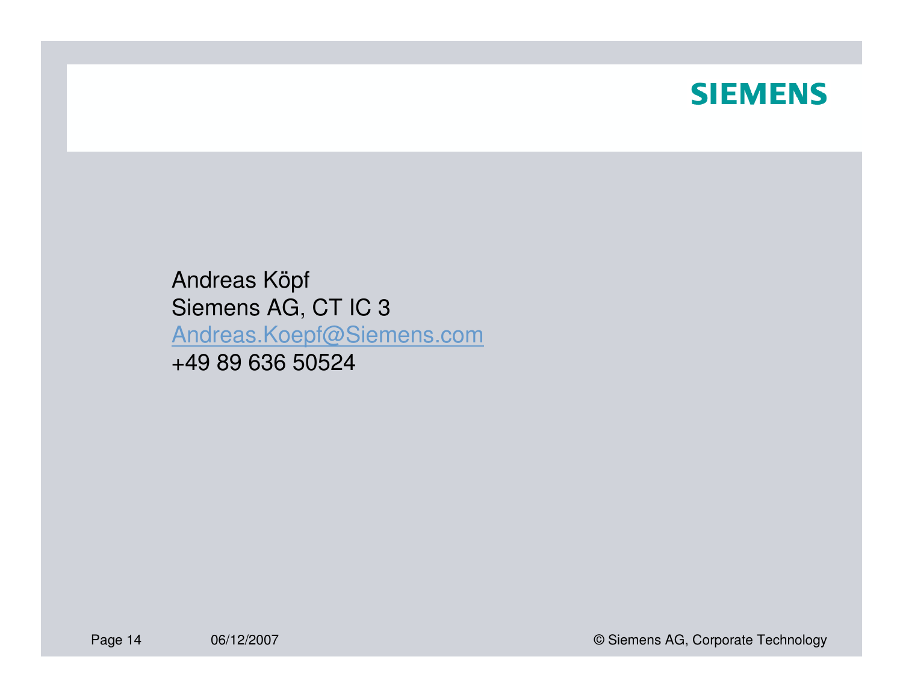SIEMENS

Andreas Köpf
Siemens AG, CT IC 3
Andreas.Koepf@Siemens.com
+49 89 636 50524